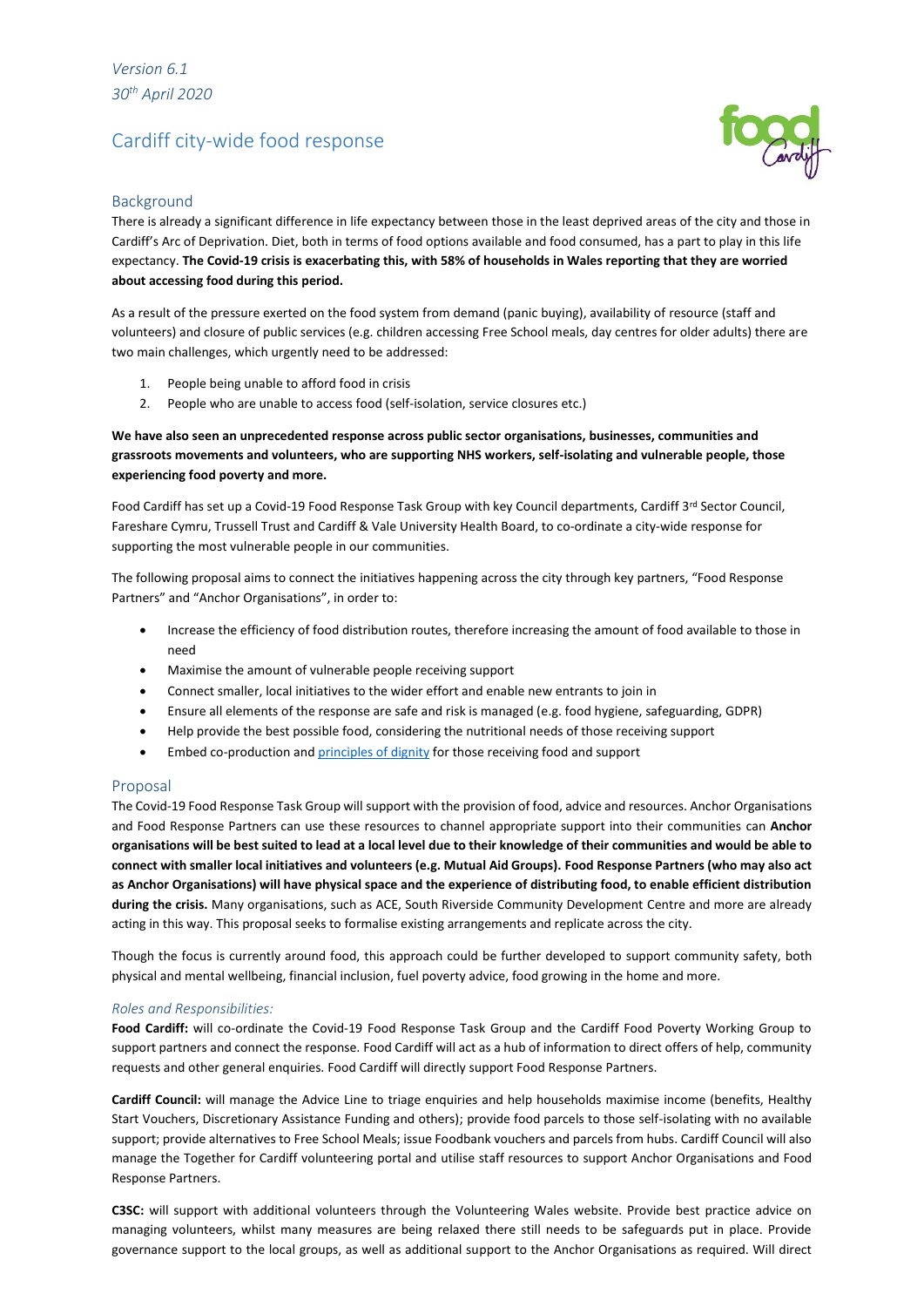*Version 6.1*
*30th April 2020*

# Cardiff city-wide food response

## Background

There is already a significant difference in life expectancy between those in the least deprived areas of the city and those in Cardiff's Arc of Deprivation. Diet, both in terms of food options available and food consumed, has a part to play in this life expectancy. **The Covid-19 crisis is exacerbating this, with 58% of households in Wales reporting that they are worried about accessing food during this period.**

As a result of the pressure exerted on the food system from demand (panic buying), availability of resource (staff and volunteers) and closure of public services (e.g. children accessing Free School meals, day centres for older adults) there are two main challenges, which urgently need to be addressed:

1. People being unable to afford food in crisis
2. People who are unable to access food (self-isolation, service closures etc.)

**We have also seen an unprecedented response across public sector organisations, businesses, communities and grassroots movements and volunteers, who are supporting NHS workers, self-isolating and vulnerable people, those experiencing food poverty and more.**

Food Cardiff has set up a Covid-19 Food Response Task Group with key Council departments, Cardiff 3rd Sector Council, Fareshare Cymru, Trussell Trust and Cardiff & Vale University Health Board, to co-ordinate a city-wide response for supporting the most vulnerable people in our communities.

The following proposal aims to connect the initiatives happening across the city through key partners, "Food Response Partners" and "Anchor Organisations", in order to:

- Increase the efficiency of food distribution routes, therefore increasing the amount of food available to those in need
- Maximise the amount of vulnerable people receiving support
- Connect smaller, local initiatives to the wider effort and enable new entrants to join in
- Ensure all elements of the response are safe and risk is managed (e.g. food hygiene, safeguarding, GDPR)
- Help provide the best possible food, considering the nutritional needs of those receiving support
- Embed co-production and principles of dignity for those receiving food and support

## Proposal

The Covid-19 Food Response Task Group will support with the provision of food, advice and resources. Anchor Organisations and Food Response Partners can use these resources to channel appropriate support into their communities can **Anchor organisations will be best suited to lead at a local level due to their knowledge of their communities and would be able to connect with smaller local initiatives and volunteers (e.g. Mutual Aid Groups). Food Response Partners (who may also act as Anchor Organisations) will have physical space and the experience of distributing food, to enable efficient distribution during the crisis.** Many organisations, such as ACE, South Riverside Community Development Centre and more are already acting in this way. This proposal seeks to formalise existing arrangements and replicate across the city.

Though the focus is currently around food, this approach could be further developed to support community safety, both physical and mental wellbeing, financial inclusion, fuel poverty advice, food growing in the home and more.

### *Roles and Responsibilities:*

**Food Cardiff:** will co-ordinate the Covid-19 Food Response Task Group and the Cardiff Food Poverty Working Group to support partners and connect the response. Food Cardiff will act as a hub of information to direct offers of help, community requests and other general enquiries. Food Cardiff will directly support Food Response Partners.

**Cardiff Council:** will manage the Advice Line to triage enquiries and help households maximise income (benefits, Healthy Start Vouchers, Discretionary Assistance Funding and others); provide food parcels to those self-isolating with no available support; provide alternatives to Free School Meals; issue Foodbank vouchers and parcels from hubs. Cardiff Council will also manage the Together for Cardiff volunteering portal and utilise staff resources to support Anchor Organisations and Food Response Partners.

**C3SC:** will support with additional volunteers through the Volunteering Wales website. Provide best practice advice on managing volunteers, whilst many measures are being relaxed there still needs to be safeguards put in place. Provide governance support to the local groups, as well as additional support to the Anchor Organisations as required. Will direct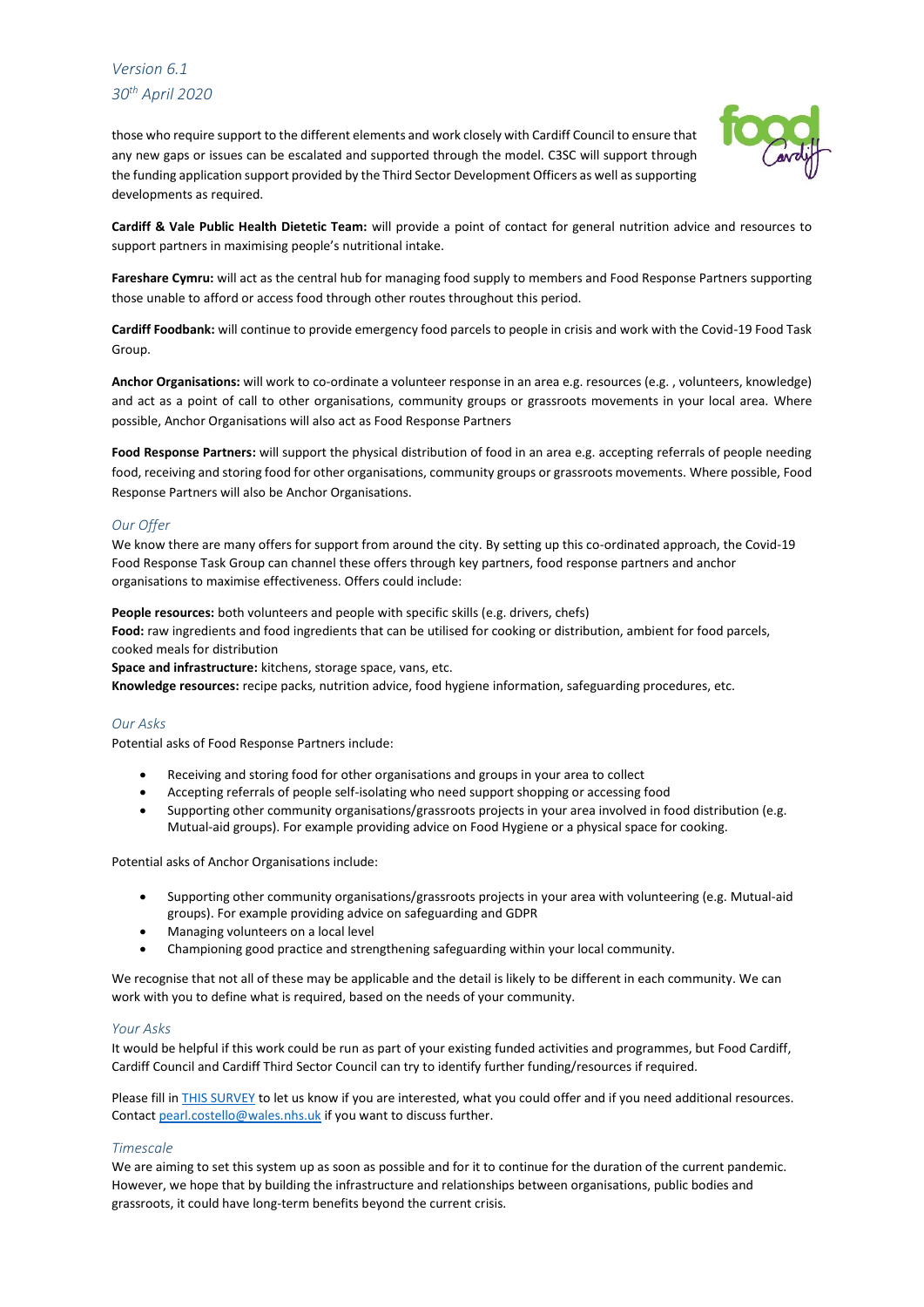those who require support to the different elements and work closely with Cardiff Council to ensure that any new gaps or issues can be escalated and supported through the model. C3SC will support through the funding application support provided by the Third Sector Development Officers as well as supporting developments as required.

**Cardiff & Vale Public Health Dietetic Team:** will provide a point of contact for general nutrition advice and resources to support partners in maximising people's nutritional intake.

**Fareshare Cymru:** will act as the central hub for managing food supply to members and Food Response Partners supporting those unable to afford or access food through other routes throughout this period.

**Cardiff Foodbank:** will continue to provide emergency food parcels to people in crisis and work with the Covid-19 Food Task Group.

**Anchor Organisations:** will work to co-ordinate a volunteer response in an area e.g. resources (e.g. , volunteers, knowledge) and act as a point of call to other organisations, community groups or grassroots movements in your local area. Where possible, Anchor Organisations will also act as Food Response Partners

**Food Response Partners:** will support the physical distribution of food in an area e.g. accepting referrals of people needing food, receiving and storing food for other organisations, community groups or grassroots movements. Where possible, Food Response Partners will also be Anchor Organisations.

### *Our Offer*

We know there are many offers for support from around the city. By setting up this co-ordinated approach, the Covid-19 Food Response Task Group can channel these offers through key partners, food response partners and anchor organisations to maximise effectiveness. Offers could include:

**People resources:** both volunteers and people with specific skills (e.g. drivers, chefs)
**Food:** raw ingredients and food ingredients that can be utilised for cooking or distribution, ambient for food parcels, cooked meals for distribution
**Space and infrastructure:** kitchens, storage space, vans, etc.
**Knowledge resources:** recipe packs, nutrition advice, food hygiene information, safeguarding procedures, etc.

### *Our Asks*

Potential asks of Food Response Partners include:

- Receiving and storing food for other organisations and groups in your area to collect
- Accepting referrals of people self-isolating who need support shopping or accessing food
- Supporting other community organisations/grassroots projects in your area involved in food distribution (e.g. Mutual-aid groups). For example providing advice on Food Hygiene or a physical space for cooking.

Potential asks of Anchor Organisations include:

- Supporting other community organisations/grassroots projects in your area with volunteering (e.g. Mutual-aid groups). For example providing advice on safeguarding and GDPR
- Managing volunteers on a local level
- Championing good practice and strengthening safeguarding within your local community.

We recognise that not all of these may be applicable and the detail is likely to be different in each community. We can work with you to define what is required, based on the needs of your community.

### *Your Asks*

It would be helpful if this work could be run as part of your existing funded activities and programmes, but Food Cardiff, Cardiff Council and Cardiff Third Sector Council can try to identify further funding/resources if required.

Please fill in THIS SURVEY to let us know if you are interested, what you could offer and if you need additional resources. Contact pearl.costello@wales.nhs.uk if you want to discuss further.

### *Timescale*

We are aiming to set this system up as soon as possible and for it to continue for the duration of the current pandemic. However, we hope that by building the infrastructure and relationships between organisations, public bodies and grassroots, it could have long-term benefits beyond the current crisis.